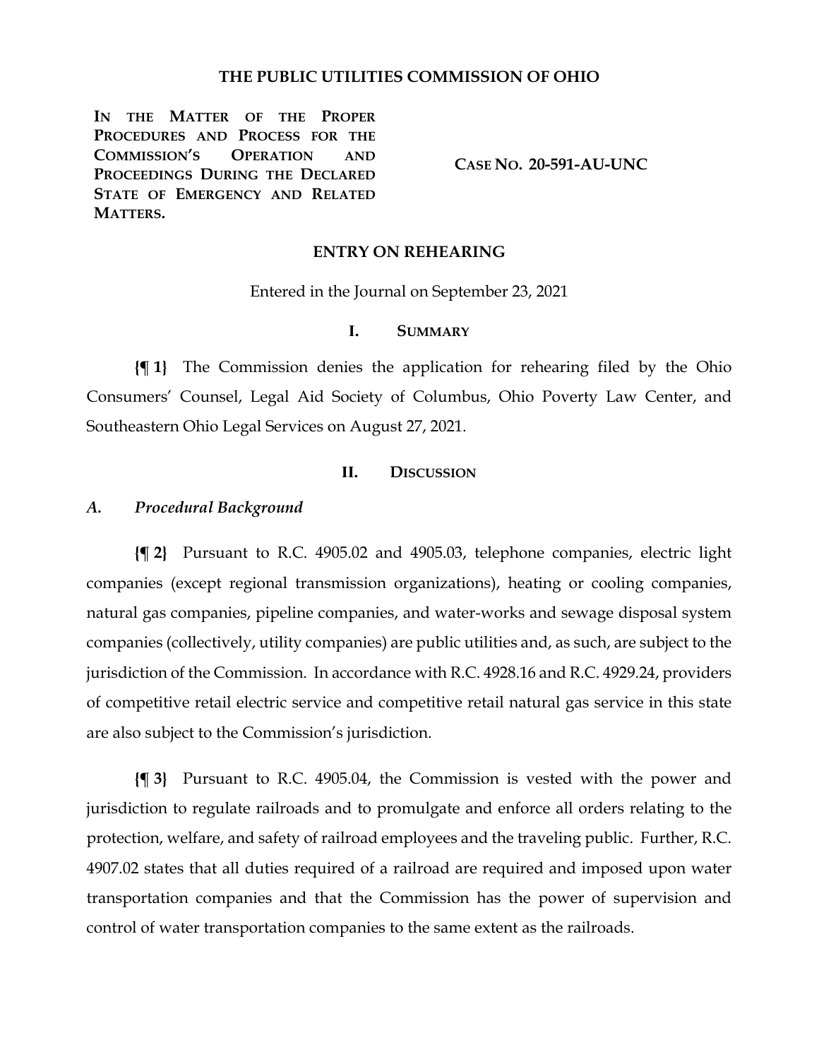# THE PUBLIC UTILITIES COMMISSION OF OHIO

**IN THE MATTER OF THE PROPER PROCEDURES AND PROCESS FOR THE COMMISSION'S OPERATION AND PROCEEDINGS DURING THE DECLARED STATE OF EMERGENCY AND RELATED MATTERS.**

**CASE NO. 20-591-AU-UNC**

## ENTRY ON REHEARING

Entered in the Journal on September 23, 2021

## I. SUMMARY

**{¶ 1}** The Commission denies the application for rehearing filed by the Ohio Consumers' Counsel, Legal Aid Society of Columbus, Ohio Poverty Law Center, and Southeastern Ohio Legal Services on August 27, 2021.

## II. DISCUSSION

### *A. Procedural Background*

**{¶ 2}** Pursuant to R.C. 4905.02 and 4905.03, telephone companies, electric light companies (except regional transmission organizations), heating or cooling companies, natural gas companies, pipeline companies, and water-works and sewage disposal system companies (collectively, utility companies) are public utilities and, as such, are subject to the jurisdiction of the Commission. In accordance with R.C. 4928.16 and R.C. 4929.24, providers of competitive retail electric service and competitive retail natural gas service in this state are also subject to the Commission's jurisdiction.

**{¶ 3}** Pursuant to R.C. 4905.04, the Commission is vested with the power and jurisdiction to regulate railroads and to promulgate and enforce all orders relating to the protection, welfare, and safety of railroad employees and the traveling public. Further, R.C. 4907.02 states that all duties required of a railroad are required and imposed upon water transportation companies and that the Commission has the power of supervision and control of water transportation companies to the same extent as the railroads.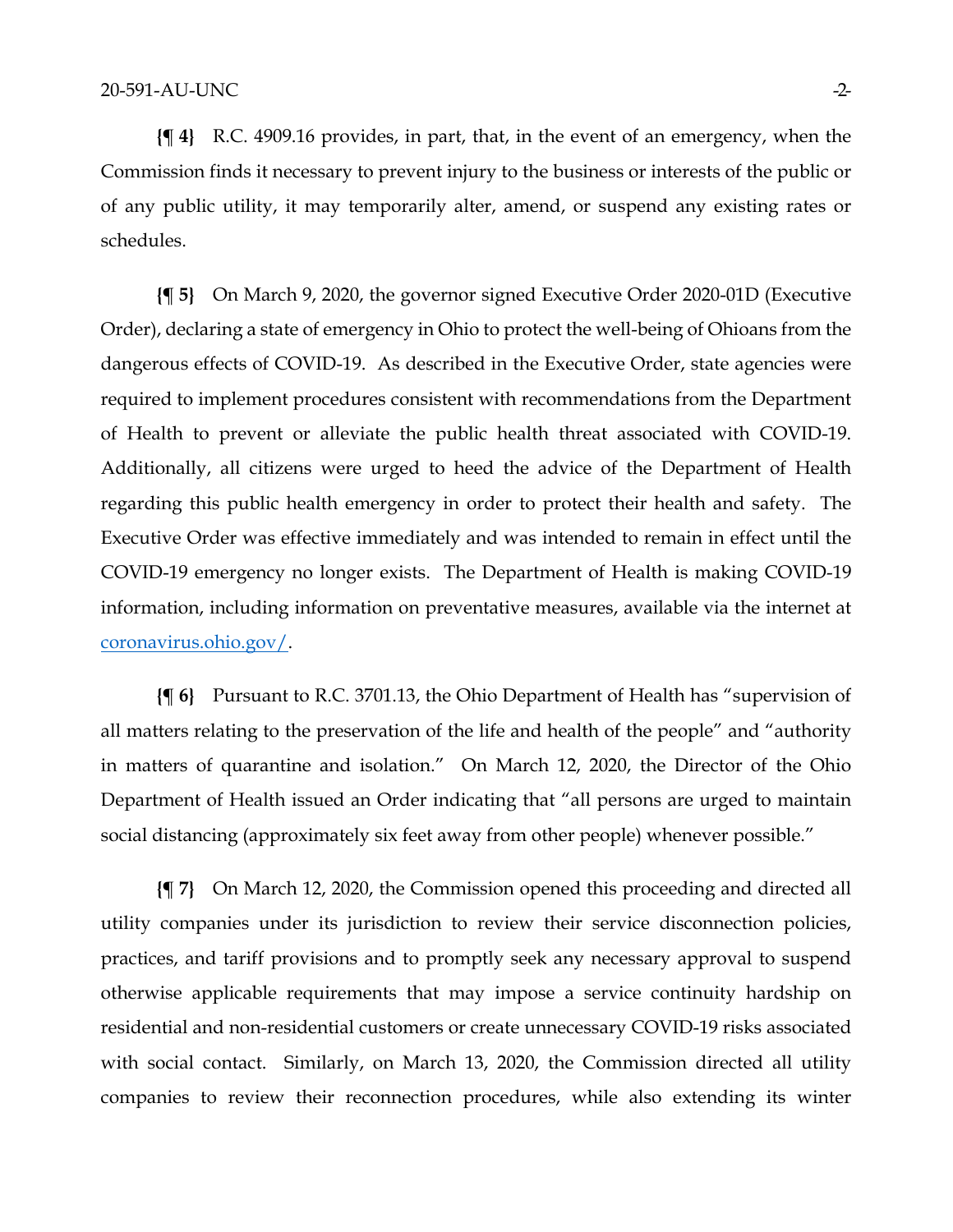**{¶ 4}** R.C. 4909.16 provides, in part, that, in the event of an emergency, when the Commission finds it necessary to prevent injury to the business or interests of the public or of any public utility, it may temporarily alter, amend, or suspend any existing rates or schedules.

**{¶ 5}** On March 9, 2020, the governor signed Executive Order 2020-01D (Executive Order), declaring a state of emergency in Ohio to protect the well-being of Ohioans from the dangerous effects of COVID-19. As described in the Executive Order, state agencies were required to implement procedures consistent with recommendations from the Department of Health to prevent or alleviate the public health threat associated with COVID-19. Additionally, all citizens were urged to heed the advice of the Department of Health regarding this public health emergency in order to protect their health and safety. The Executive Order was effective immediately and was intended to remain in effect until the COVID-19 emergency no longer exists. The Department of Health is making COVID-19 information, including information on preventative measures, available via the internet at coronavirus.ohio.gov/.

**{¶ 6}** Pursuant to R.C. 3701.13, the Ohio Department of Health has "supervision of all matters relating to the preservation of the life and health of the people" and "authority in matters of quarantine and isolation." On March 12, 2020, the Director of the Ohio Department of Health issued an Order indicating that "all persons are urged to maintain social distancing (approximately six feet away from other people) whenever possible."

**{¶ 7}** On March 12, 2020, the Commission opened this proceeding and directed all utility companies under its jurisdiction to review their service disconnection policies, practices, and tariff provisions and to promptly seek any necessary approval to suspend otherwise applicable requirements that may impose a service continuity hardship on residential and non-residential customers or create unnecessary COVID-19 risks associated with social contact. Similarly, on March 13, 2020, the Commission directed all utility companies to review their reconnection procedures, while also extending its winter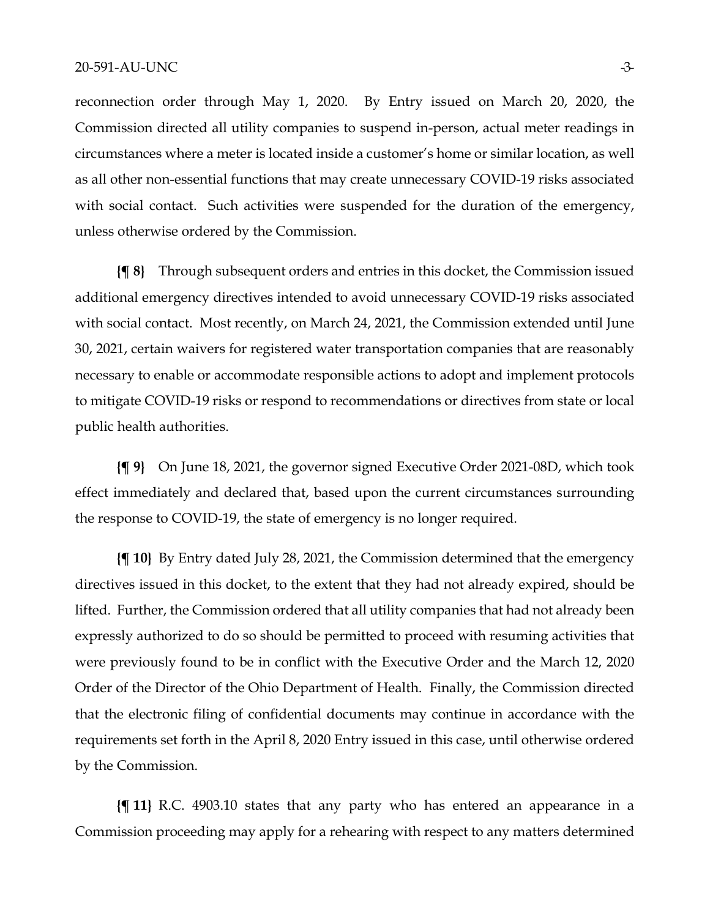reconnection order through May 1, 2020. By Entry issued on March 20, 2020, the Commission directed all utility companies to suspend in-person, actual meter readings in circumstances where a meter is located inside a customer's home or similar location, as well as all other non-essential functions that may create unnecessary COVID-19 risks associated with social contact. Such activities were suspended for the duration of the emergency, unless otherwise ordered by the Commission.

**{¶ 8}** Through subsequent orders and entries in this docket, the Commission issued additional emergency directives intended to avoid unnecessary COVID-19 risks associated with social contact. Most recently, on March 24, 2021, the Commission extended until June 30, 2021, certain waivers for registered water transportation companies that are reasonably necessary to enable or accommodate responsible actions to adopt and implement protocols to mitigate COVID-19 risks or respond to recommendations or directives from state or local public health authorities.

**{¶ 9}** On June 18, 2021, the governor signed Executive Order 2021-08D, which took effect immediately and declared that, based upon the current circumstances surrounding the response to COVID-19, the state of emergency is no longer required.

**{¶ 10}** By Entry dated July 28, 2021, the Commission determined that the emergency directives issued in this docket, to the extent that they had not already expired, should be lifted. Further, the Commission ordered that all utility companies that had not already been expressly authorized to do so should be permitted to proceed with resuming activities that were previously found to be in conflict with the Executive Order and the March 12, 2020 Order of the Director of the Ohio Department of Health. Finally, the Commission directed that the electronic filing of confidential documents may continue in accordance with the requirements set forth in the April 8, 2020 Entry issued in this case, until otherwise ordered by the Commission.

**{¶ 11}** R.C. 4903.10 states that any party who has entered an appearance in a Commission proceeding may apply for a rehearing with respect to any matters determined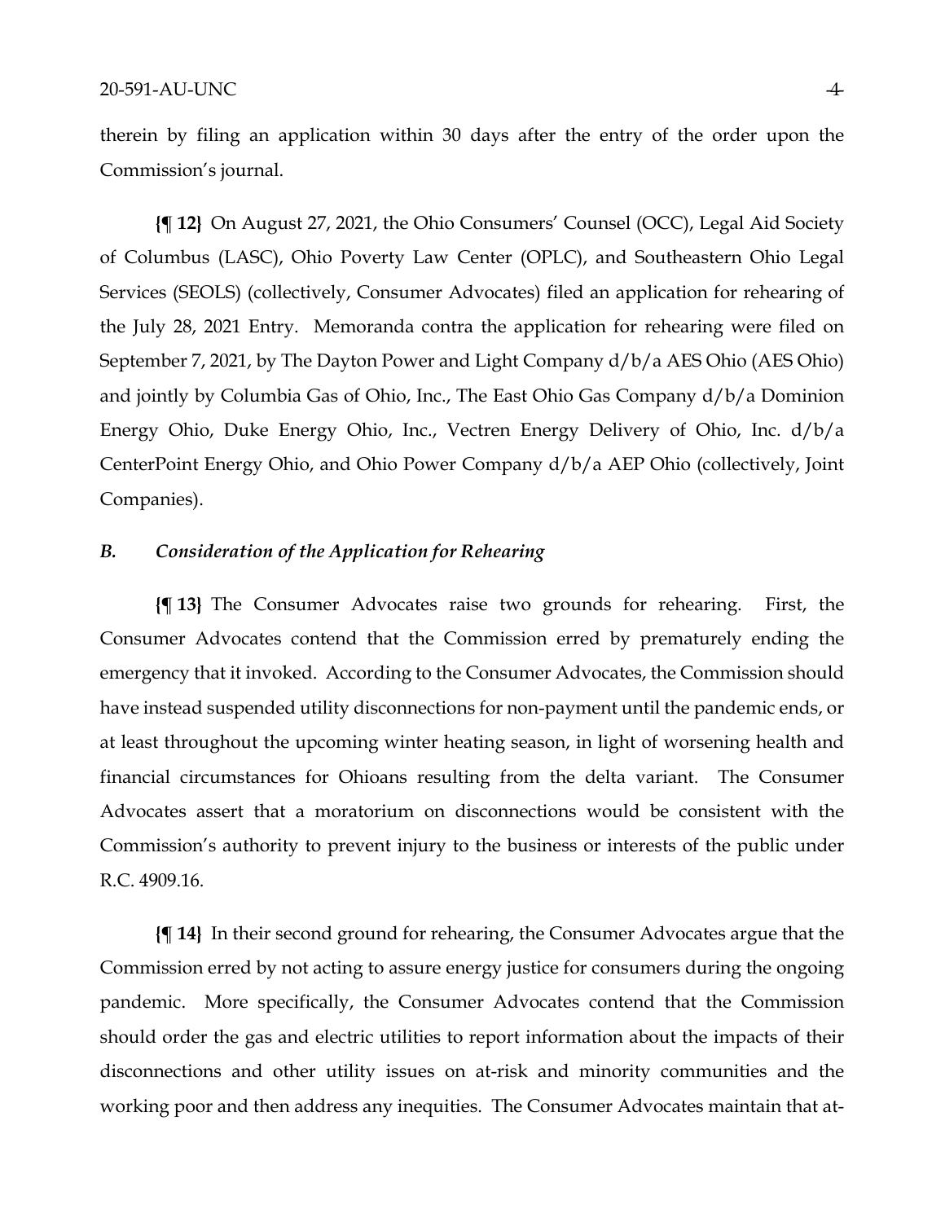therein by filing an application within 30 days after the entry of the order upon the Commission's journal.

**{¶ 12}** On August 27, 2021, the Ohio Consumers' Counsel (OCC), Legal Aid Society of Columbus (LASC), Ohio Poverty Law Center (OPLC), and Southeastern Ohio Legal Services (SEOLS) (collectively, Consumer Advocates) filed an application for rehearing of the July 28, 2021 Entry. Memoranda contra the application for rehearing were filed on September 7, 2021, by The Dayton Power and Light Company d/b/a AES Ohio (AES Ohio) and jointly by Columbia Gas of Ohio, Inc., The East Ohio Gas Company d/b/a Dominion Energy Ohio, Duke Energy Ohio, Inc., Vectren Energy Delivery of Ohio, Inc. d/b/a CenterPoint Energy Ohio, and Ohio Power Company d/b/a AEP Ohio (collectively, Joint Companies).

### *B. Consideration of the Application for Rehearing*

**{¶ 13}** The Consumer Advocates raise two grounds for rehearing. First, the Consumer Advocates contend that the Commission erred by prematurely ending the emergency that it invoked. According to the Consumer Advocates, the Commission should have instead suspended utility disconnections for non-payment until the pandemic ends, or at least throughout the upcoming winter heating season, in light of worsening health and financial circumstances for Ohioans resulting from the delta variant. The Consumer Advocates assert that a moratorium on disconnections would be consistent with the Commission's authority to prevent injury to the business or interests of the public under R.C. 4909.16.

**{¶ 14}** In their second ground for rehearing, the Consumer Advocates argue that the Commission erred by not acting to assure energy justice for consumers during the ongoing pandemic. More specifically, the Consumer Advocates contend that the Commission should order the gas and electric utilities to report information about the impacts of their disconnections and other utility issues on at-risk and minority communities and the working poor and then address any inequities. The Consumer Advocates maintain that at-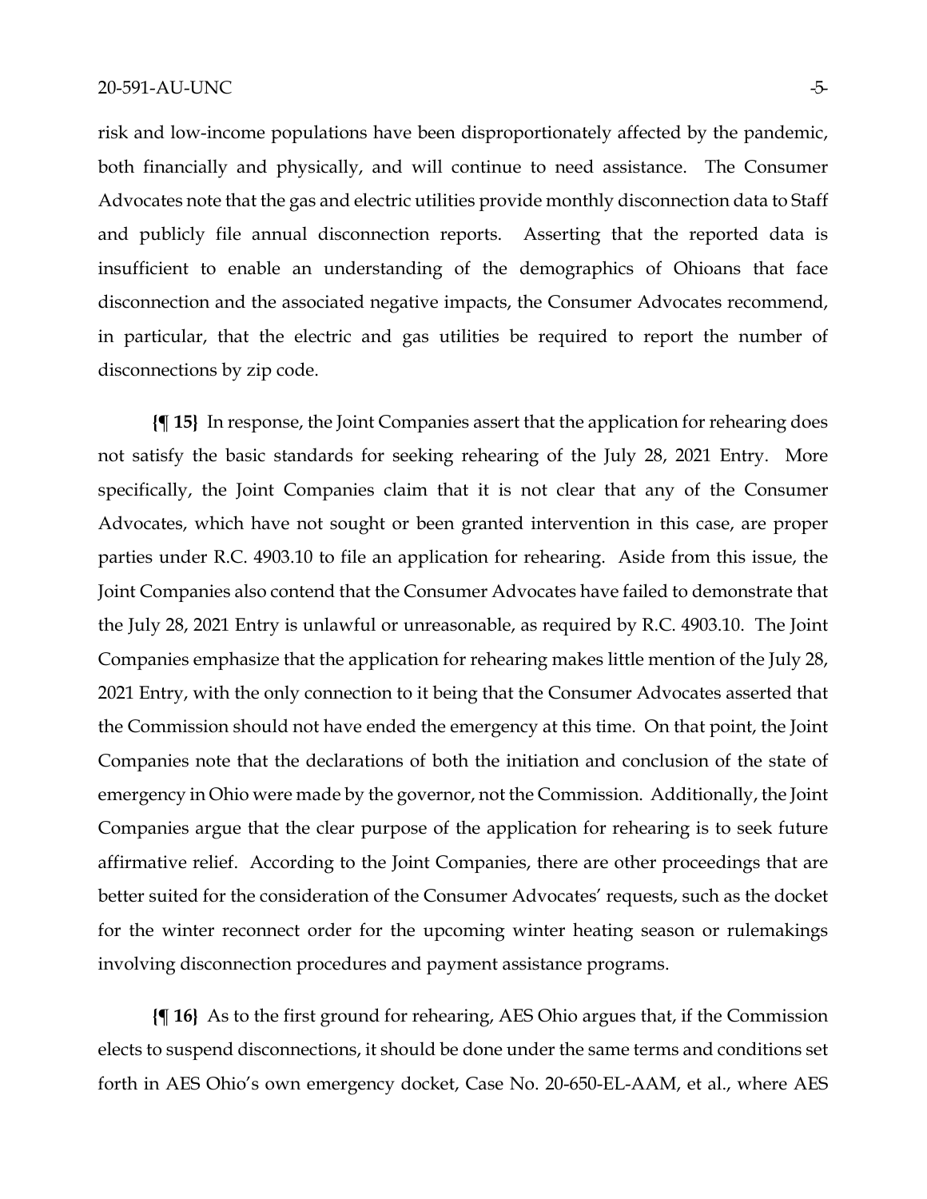risk and low-income populations have been disproportionately affected by the pandemic, both financially and physically, and will continue to need assistance. The Consumer Advocates note that the gas and electric utilities provide monthly disconnection data to Staff and publicly file annual disconnection reports. Asserting that the reported data is insufficient to enable an understanding of the demographics of Ohioans that face disconnection and the associated negative impacts, the Consumer Advocates recommend, in particular, that the electric and gas utilities be required to report the number of disconnections by zip code.

**{¶ 15}** In response, the Joint Companies assert that the application for rehearing does not satisfy the basic standards for seeking rehearing of the July 28, 2021 Entry. More specifically, the Joint Companies claim that it is not clear that any of the Consumer Advocates, which have not sought or been granted intervention in this case, are proper parties under R.C. 4903.10 to file an application for rehearing. Aside from this issue, the Joint Companies also contend that the Consumer Advocates have failed to demonstrate that the July 28, 2021 Entry is unlawful or unreasonable, as required by R.C. 4903.10. The Joint Companies emphasize that the application for rehearing makes little mention of the July 28, 2021 Entry, with the only connection to it being that the Consumer Advocates asserted that the Commission should not have ended the emergency at this time. On that point, the Joint Companies note that the declarations of both the initiation and conclusion of the state of emergency in Ohio were made by the governor, not the Commission. Additionally, the Joint Companies argue that the clear purpose of the application for rehearing is to seek future affirmative relief. According to the Joint Companies, there are other proceedings that are better suited for the consideration of the Consumer Advocates' requests, such as the docket for the winter reconnect order for the upcoming winter heating season or rulemakings involving disconnection procedures and payment assistance programs.

**{¶ 16}** As to the first ground for rehearing, AES Ohio argues that, if the Commission elects to suspend disconnections, it should be done under the same terms and conditions set forth in AES Ohio's own emergency docket, Case No. 20-650-EL-AAM, et al., where AES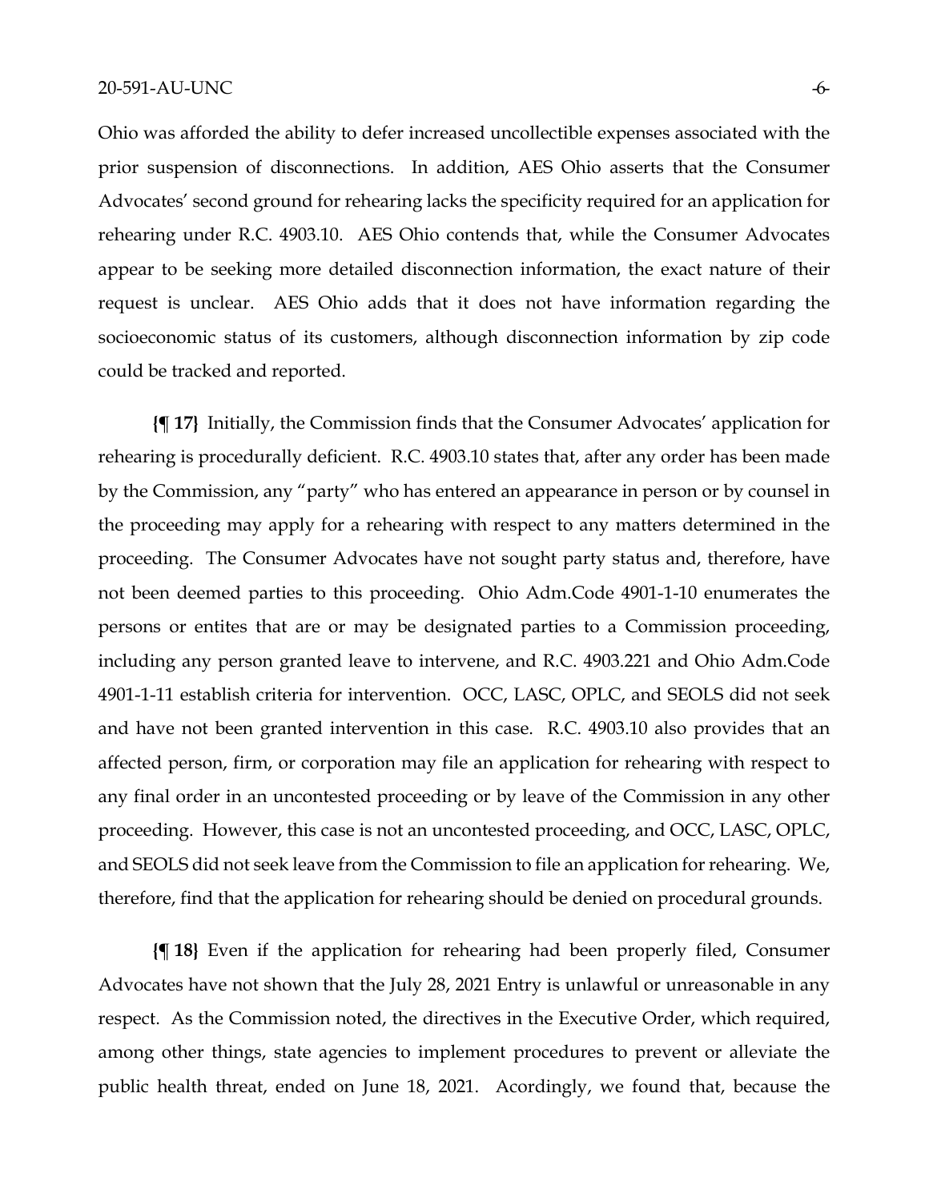Ohio was afforded the ability to defer increased uncollectible expenses associated with the prior suspension of disconnections. In addition, AES Ohio asserts that the Consumer Advocates' second ground for rehearing lacks the specificity required for an application for rehearing under R.C. 4903.10. AES Ohio contends that, while the Consumer Advocates appear to be seeking more detailed disconnection information, the exact nature of their request is unclear. AES Ohio adds that it does not have information regarding the socioeconomic status of its customers, although disconnection information by zip code could be tracked and reported.

**{¶ 17}** Initially, the Commission finds that the Consumer Advocates' application for rehearing is procedurally deficient. R.C. 4903.10 states that, after any order has been made by the Commission, any "party" who has entered an appearance in person or by counsel in the proceeding may apply for a rehearing with respect to any matters determined in the proceeding. The Consumer Advocates have not sought party status and, therefore, have not been deemed parties to this proceeding. Ohio Adm.Code 4901-1-10 enumerates the persons or entites that are or may be designated parties to a Commission proceeding, including any person granted leave to intervene, and R.C. 4903.221 and Ohio Adm.Code 4901-1-11 establish criteria for intervention. OCC, LASC, OPLC, and SEOLS did not seek and have not been granted intervention in this case. R.C. 4903.10 also provides that an affected person, firm, or corporation may file an application for rehearing with respect to any final order in an uncontested proceeding or by leave of the Commission in any other proceeding. However, this case is not an uncontested proceeding, and OCC, LASC, OPLC, and SEOLS did not seek leave from the Commission to file an application for rehearing. We, therefore, find that the application for rehearing should be denied on procedural grounds.

**{¶ 18}** Even if the application for rehearing had been properly filed, Consumer Advocates have not shown that the July 28, 2021 Entry is unlawful or unreasonable in any respect. As the Commission noted, the directives in the Executive Order, which required, among other things, state agencies to implement procedures to prevent or alleviate the public health threat, ended on June 18, 2021. Acordingly, we found that, because the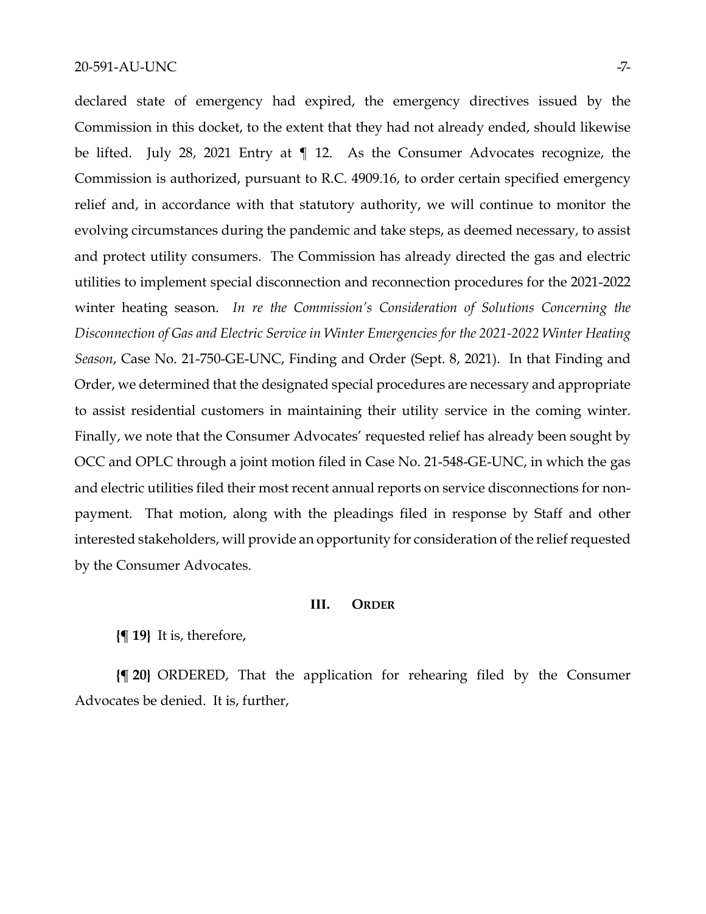declared state of emergency had expired, the emergency directives issued by the Commission in this docket, to the extent that they had not already ended, should likewise be lifted. July 28, 2021 Entry at ¶ 12. As the Consumer Advocates recognize, the Commission is authorized, pursuant to R.C. 4909.16, to order certain specified emergency relief and, in accordance with that statutory authority, we will continue to monitor the evolving circumstances during the pandemic and take steps, as deemed necessary, to assist and protect utility consumers. The Commission has already directed the gas and electric utilities to implement special disconnection and reconnection procedures for the 2021-2022 winter heating season. *In re the Commission's Consideration of Solutions Concerning the Disconnection of Gas and Electric Service in Winter Emergencies for the 2021-2022 Winter Heating Season*, Case No. 21-750-GE-UNC, Finding and Order (Sept. 8, 2021). In that Finding and Order, we determined that the designated special procedures are necessary and appropriate to assist residential customers in maintaining their utility service in the coming winter. Finally, we note that the Consumer Advocates' requested relief has already been sought by OCC and OPLC through a joint motion filed in Case No. 21-548-GE-UNC, in which the gas and electric utilities filed their most recent annual reports on service disconnections for non-payment. That motion, along with the pleadings filed in response by Staff and other interested stakeholders, will provide an opportunity for consideration of the relief requested by the Consumer Advocates.

## III. ORDER

**{¶ 19}** It is, therefore,

**{¶ 20}** ORDERED, That the application for rehearing filed by the Consumer Advocates be denied. It is, further,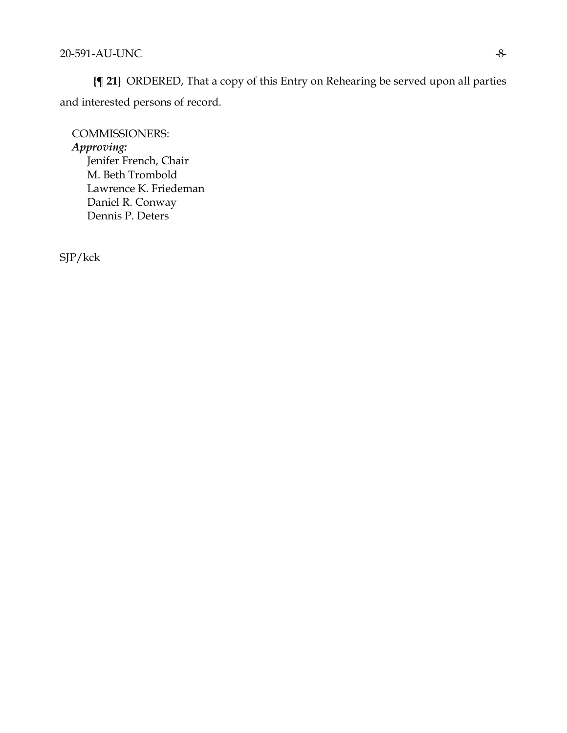**{¶ 21}** ORDERED, That a copy of this Entry on Rehearing be served upon all parties and interested persons of record.

COMMISSIONERS:
*Approving:*
Jenifer French, Chair
M. Beth Trombold
Lawrence K. Friedeman
Daniel R. Conway
Dennis P. Deters

SJP/kck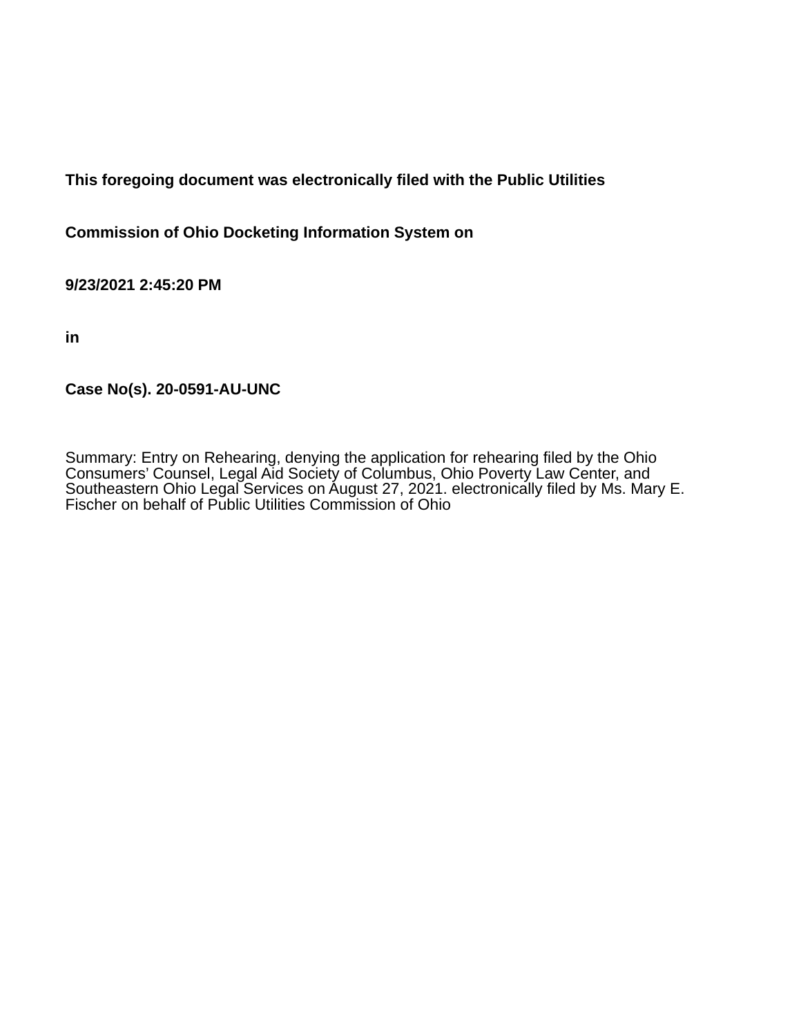**This foregoing document was electronically filed with the Public Utilities**

**Commission of Ohio Docketing Information System on**

**9/23/2021 2:45:20 PM**

**in**

**Case No(s). 20-0591-AU-UNC**

Summary: Entry on Rehearing, denying the application for rehearing filed by the Ohio Consumers' Counsel, Legal Aid Society of Columbus, Ohio Poverty Law Center, and Southeastern Ohio Legal Services on August 27, 2021. electronically filed by Ms. Mary E. Fischer on behalf of Public Utilities Commission of Ohio